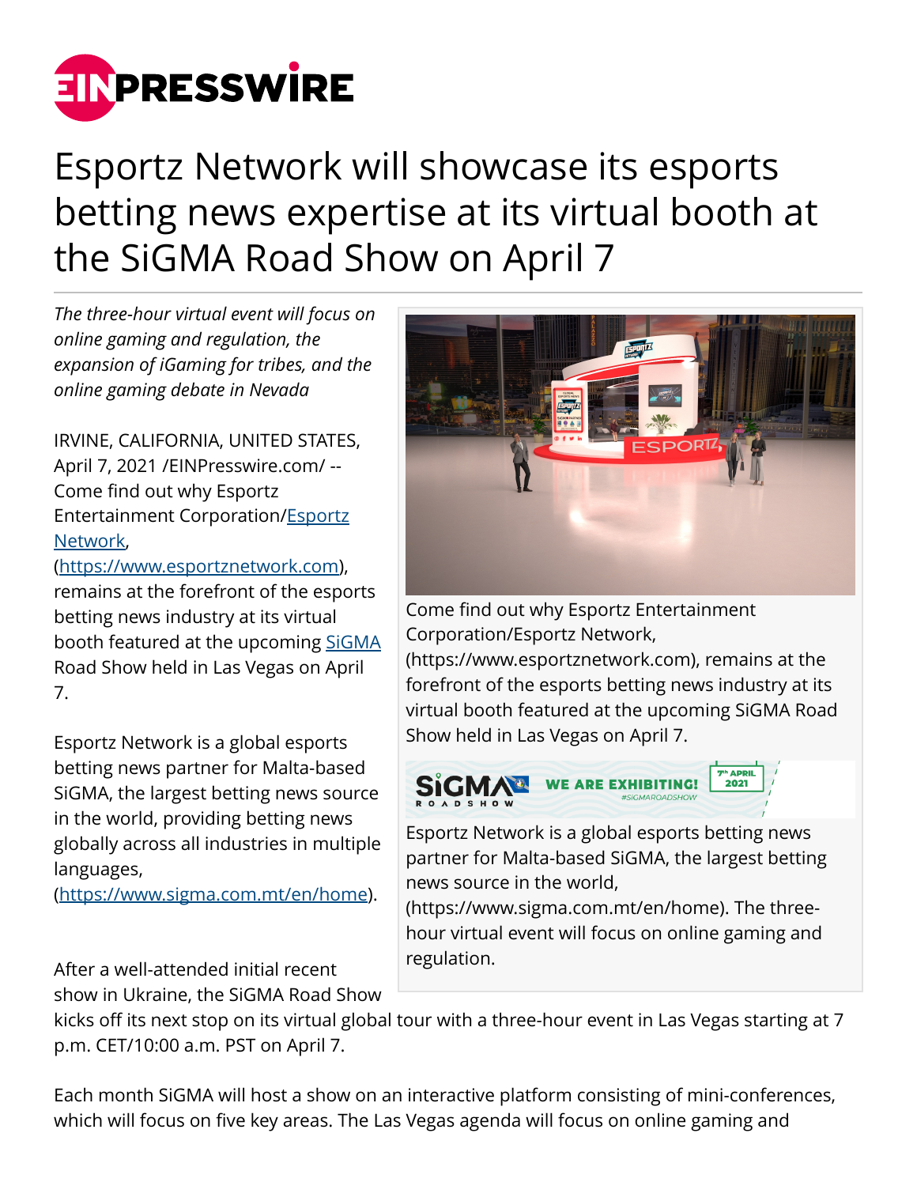# Esportz Network will showcase its esports betting news expertise at its virtual booth at the SiGMA Road Show on April 7

*The three-hour virtual event will focus on online gaming and regulation, the expansion of iGaming for tribes, and the online gaming debate in Nevada*

IRVINE, CALIFORNIA, UNITED STATES, April 7, 2021 /EINPresswire.com/ -- Come find out why Esportz Entertainment Corporation/Esportz Network, (https://www.esportznetwork.com), remains at the forefront of the esports betting news industry at its virtual booth featured at the upcoming SiGMA Road Show held in Las Vegas on April 7.

Come find out why Esportz Entertainment Corporation/Esportz Network, (https://www.esportznetwork.com), remains at the forefront of the esports betting news industry at its virtual booth featured at the upcoming SiGMA Road Show held in Las Vegas on April 7.

Esportz Network is a global esports betting news partner for Malta-based SiGMA, the largest betting news source in the world, providing betting news globally across all industries in multiple languages, (https://www.sigma.com.mt/en/home).

Esportz Network is a global esports betting news partner for Malta-based SiGMA, the largest betting news source in the world, (https://www.sigma.com.mt/en/home). The three-hour virtual event will focus on online gaming and regulation.

After a well-attended initial recent show in Ukraine, the SiGMA Road Show kicks off its next stop on its virtual global tour with a three-hour event in Las Vegas starting at 7 p.m. CET/10:00 a.m. PST on April 7.

Each month SiGMA will host a show on an interactive platform consisting of mini-conferences, which will focus on five key areas. The Las Vegas agenda will focus on online gaming and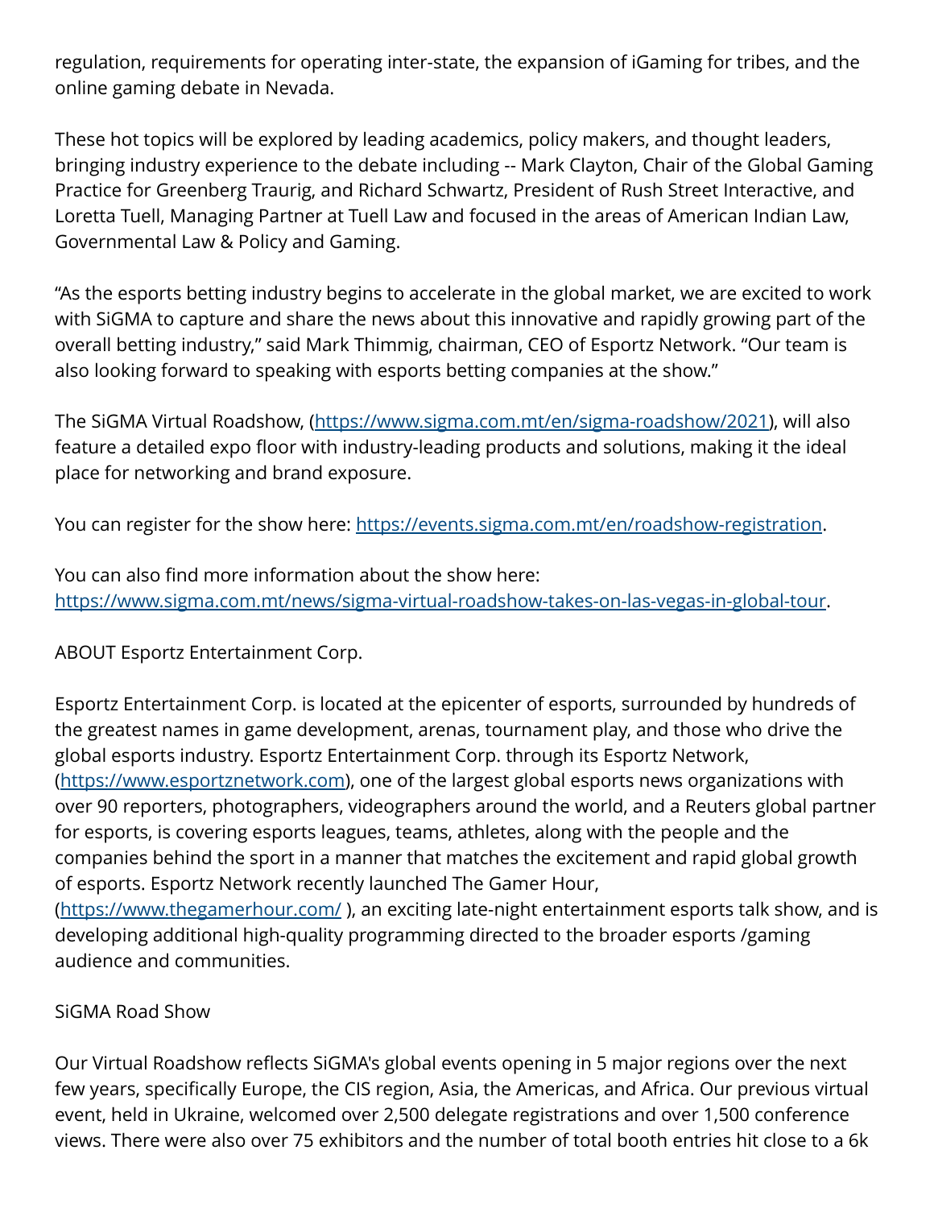regulation, requirements for operating inter-state, the expansion of iGaming for tribes, and the online gaming debate in Nevada.

These hot topics will be explored by leading academics, policy makers, and thought leaders, bringing industry experience to the debate including -- Mark Clayton, Chair of the Global Gaming Practice for Greenberg Traurig, and Richard Schwartz, President of Rush Street Interactive, and Loretta Tuell, Managing Partner at Tuell Law and focused in the areas of American Indian Law, Governmental Law & Policy and Gaming.

"As the esports betting industry begins to accelerate in the global market, we are excited to work with SiGMA to capture and share the news about this innovative and rapidly growing part of the overall betting industry," said Mark Thimmig, chairman, CEO of Esportz Network. "Our team is also looking forward to speaking with esports betting companies at the show."

The SiGMA Virtual Roadshow, ([https://www.sigma.com.mt/en/sigma-roadshow/2021](https://www.sigma.com.mt/en/sigma-roadshow/2021)), will also feature a detailed expo floor with industry-leading products and solutions, making it the ideal place for networking and brand exposure.

You can register for the show here: [https://events.sigma.com.mt/en/roadshow-registration](https://events.sigma.com.mt/en/roadshow-registration).

You can also find more information about the show here: [https://www.sigma.com.mt/news/sigma-virtual-roadshow-takes-on-las-vegas-in-global-tour](https://www.sigma.com.mt/news/sigma-virtual-roadshow-takes-on-las-vegas-in-global-tour).

ABOUT Esportz Entertainment Corp.

Esportz Entertainment Corp. is located at the epicenter of esports, surrounded by hundreds of the greatest names in game development, arenas, tournament play, and those who drive the global esports industry. Esportz Entertainment Corp. through its Esportz Network, ([https://www.esportznetwork.com](https://www.esportznetwork.com)), one of the largest global esports news organizations with over 90 reporters, photographers, videographers around the world, and a Reuters global partner for esports, is covering esports leagues, teams, athletes, along with the people and the companies behind the sport in a manner that matches the excitement and rapid global growth of esports. Esportz Network recently launched The Gamer Hour, ([https://www.thegamerhour.com/](https://www.thegamerhour.com/) ), an exciting late-night entertainment esports talk show, and is developing additional high-quality programming directed to the broader esports /gaming audience and communities.

SiGMA Road Show

Our Virtual Roadshow reflects SiGMA's global events opening in 5 major regions over the next few years, specifically Europe, the CIS region, Asia, the Americas, and Africa. Our previous virtual event, held in Ukraine, welcomed over 2,500 delegate registrations and over 1,500 conference views. There were also over 75 exhibitors and the number of total booth entries hit close to a 6k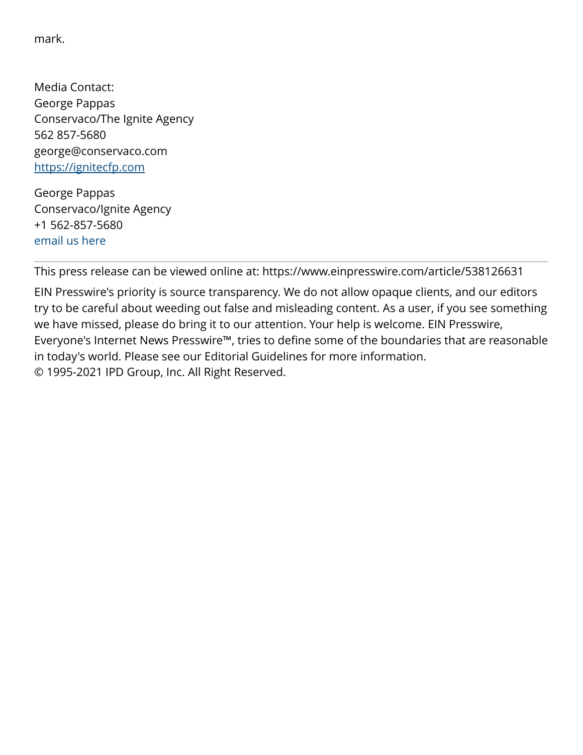mark.

Media Contact:
George Pappas
Conservaco/The Ignite Agency
562 857-5680
george@conservaco.com
[https://ignitecfp.com](https://ignitecfp.com)

George Pappas
Conservaco/Ignite Agency
+1 562-857-5680
email us here

---

This press release can be viewed online at: https://www.einpresswire.com/article/538126631

EIN Presswire's priority is source transparency. We do not allow opaque clients, and our editors try to be careful about weeding out false and misleading content. As a user, if you see something we have missed, please do bring it to our attention. Your help is welcome. EIN Presswire, Everyone's Internet News Presswire™, tries to define some of the boundaries that are reasonable in today's world. Please see our Editorial Guidelines for more information.
© 1995-2021 IPD Group, Inc. All Right Reserved.